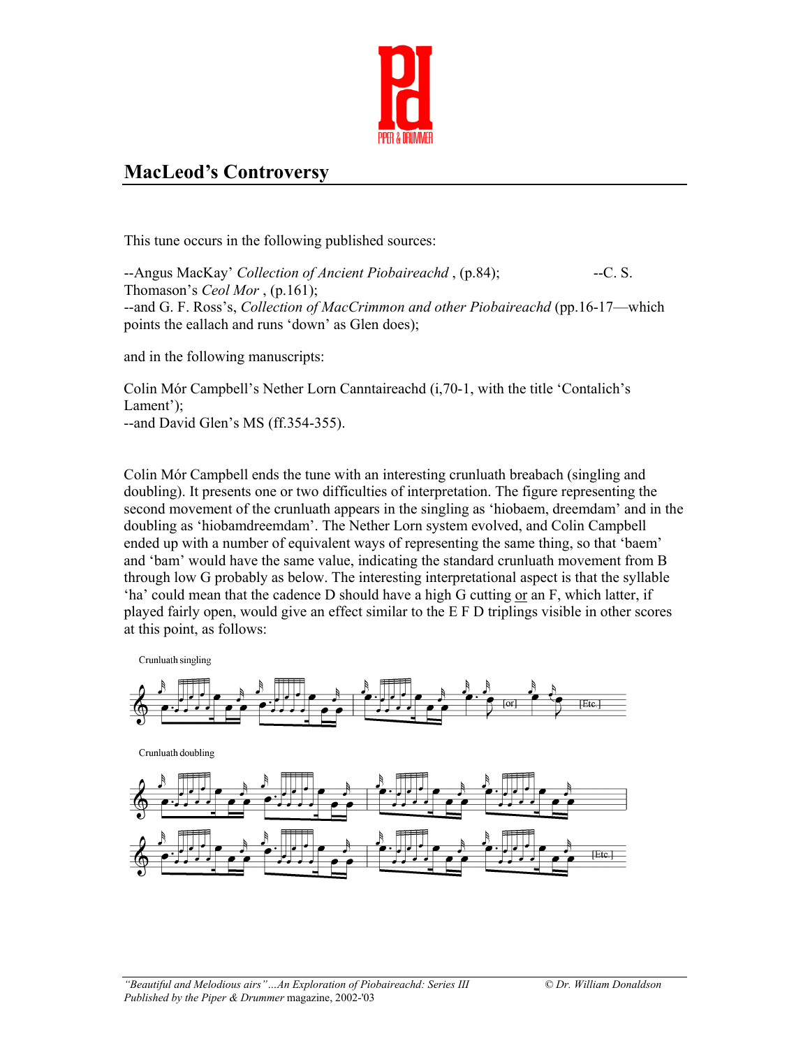# MacLeod's Controversy

This tune occurs in the following published sources:

--Angus MacKay' *Collection of Ancient Piobaireachd* , (p.84); --C. S. Thomason's *Ceol Mor* , (p.161);
--and G. F. Ross's, *Collection of MacCrimmon and other Piobaireachd* (pp.16-17—which points the eallach and runs 'down' as Glen does);

and in the following manuscripts:

Colin Mór Campbell's Nether Lorn Canntaireachd (i,70-1, with the title 'Contalich's Lament');
--and David Glen's MS (ff.354-355).

Colin Mór Campbell ends the tune with an interesting crunluath breabach (singling and doubling). It presents one or two difficulties of interpretation. The figure representing the second movement of the crunluath appears in the singling as 'hiobaem, dreemdam' and in the doubling as 'hiobamdreemdam'. The Nether Lorn system evolved, and Colin Campbell ended up with a number of equivalent ways of representing the same thing, so that 'baem' and 'bam' would have the same value, indicating the standard crunluath movement from B through low G probably as below. The interesting interpretational aspect is that the syllable 'ha' could mean that the cadence D should have a high G cutting or an F, which latter, if played fairly open, would give an effect similar to the E F D triplings visible in other scores at this point, as follows:

Crunluath singling

[or] [Etc.]

Crunluath doubling

[Etc.]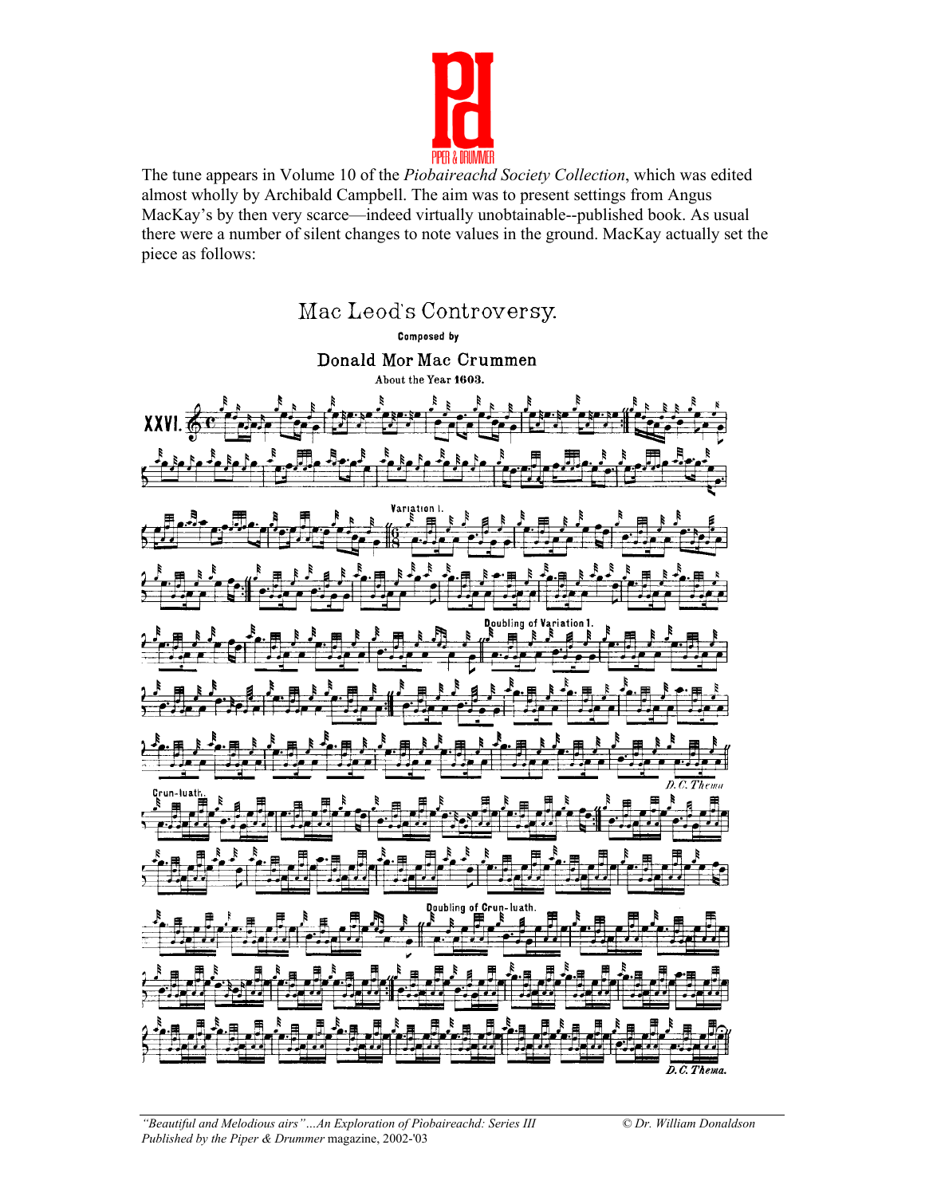The tune appears in Volume 10 of the *Piobaireachd Society Collection*, which was edited almost wholly by Archibald Campbell. The aim was to present settings from Angus MacKay's by then very scarce—indeed virtually unobtainable--published book. As usual there were a number of silent changes to note values in the ground. MacKay actually set the piece as follows:

Mac Leod's Controversy.

Composed by

Donald Mor Mac Crummen

About the Year 1603.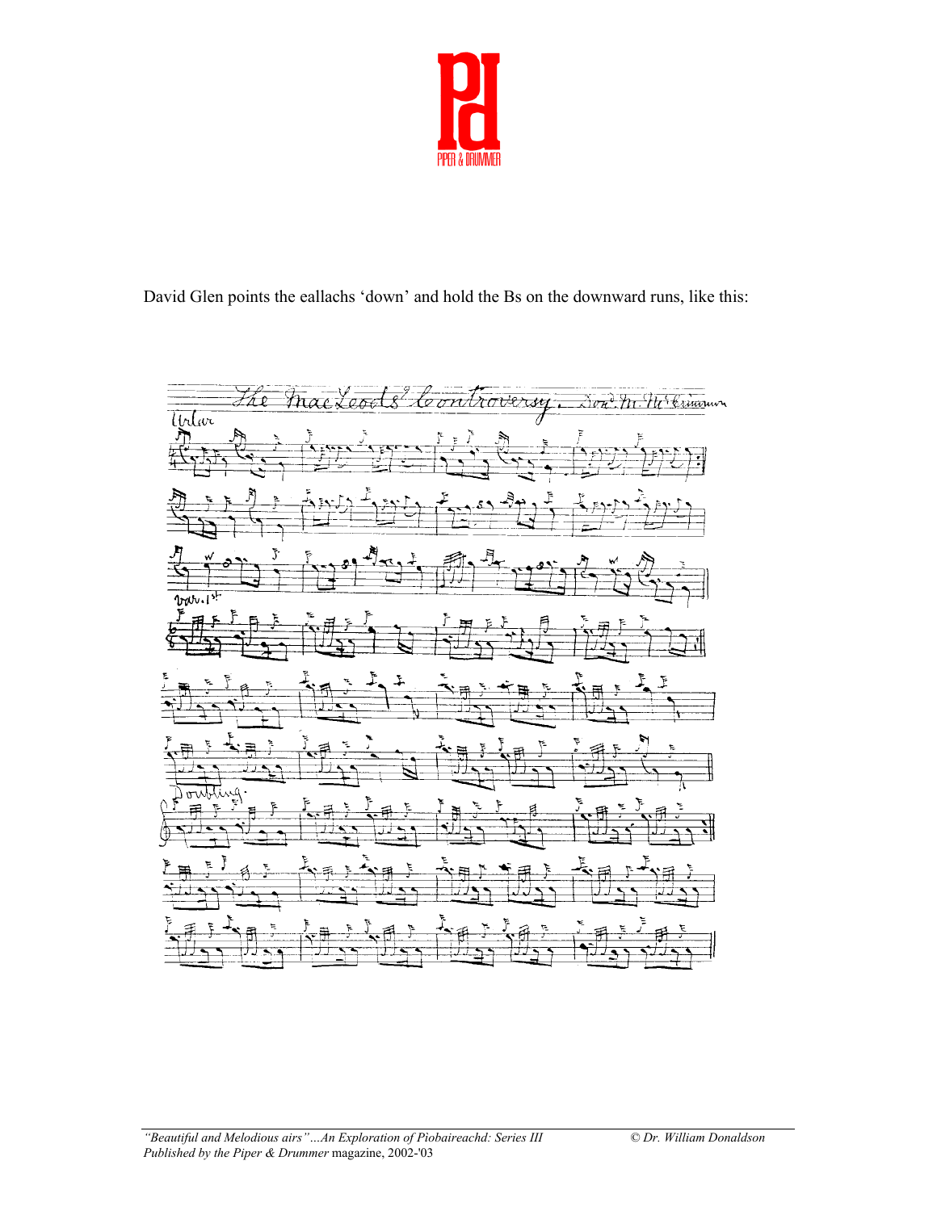David Glen points the eallachs 'down' and hold the Bs on the downward runs, like this: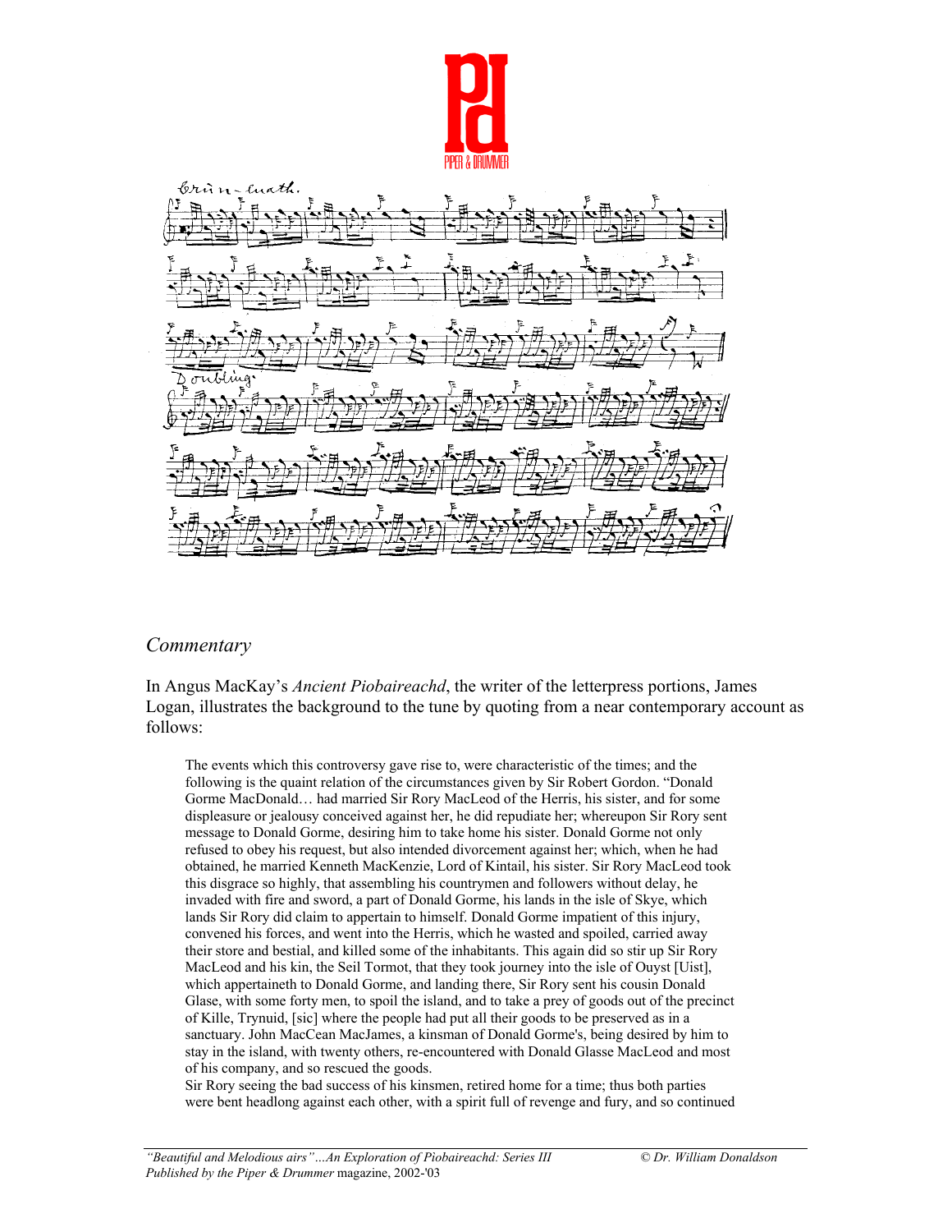## *Commentary*

In Angus MacKay's *Ancient Piobaireachd*, the writer of the letterpress portions, James Logan, illustrates the background to the tune by quoting from a near contemporary account as follows:

> The events which this controversy gave rise to, were characteristic of the times; and the following is the quaint relation of the circumstances given by Sir Robert Gordon. "Donald Gorme MacDonald… had married Sir Rory MacLeod of the Herris, his sister, and for some displeasure or jealousy conceived against her, he did repudiate her; whereupon Sir Rory sent message to Donald Gorme, desiring him to take home his sister. Donald Gorme not only refused to obey his request, but also intended divorcement against her; which, when he had obtained, he married Kenneth MacKenzie, Lord of Kintail, his sister. Sir Rory MacLeod took this disgrace so highly, that assembling his countrymen and followers without delay, he invaded with fire and sword, a part of Donald Gorme, his lands in the isle of Skye, which lands Sir Rory did claim to appertain to himself. Donald Gorme impatient of this injury, convened his forces, and went into the Herris, which he wasted and spoiled, carried away their store and bestial, and killed some of the inhabitants. This again did so stir up Sir Rory MacLeod and his kin, the Seil Tormot, that they took journey into the isle of Ouyst [Uist], which appertaineth to Donald Gorme, and landing there, Sir Rory sent his cousin Donald Glase, with some forty men, to spoil the island, and to take a prey of goods out of the precinct of Kille, Trynuid, [sic] where the people had put all their goods to be preserved as in a sanctuary. John MacCean MacJames, a kinsman of Donald Gorme's, being desired by him to stay in the island, with twenty others, re-encountered with Donald Glasse MacLeod and most of his company, and so rescued the goods.
>
> Sir Rory seeing the bad success of his kinsmen, retired home for a time; thus both parties were bent headlong against each other, with a spirit full of revenge and fury, and so continued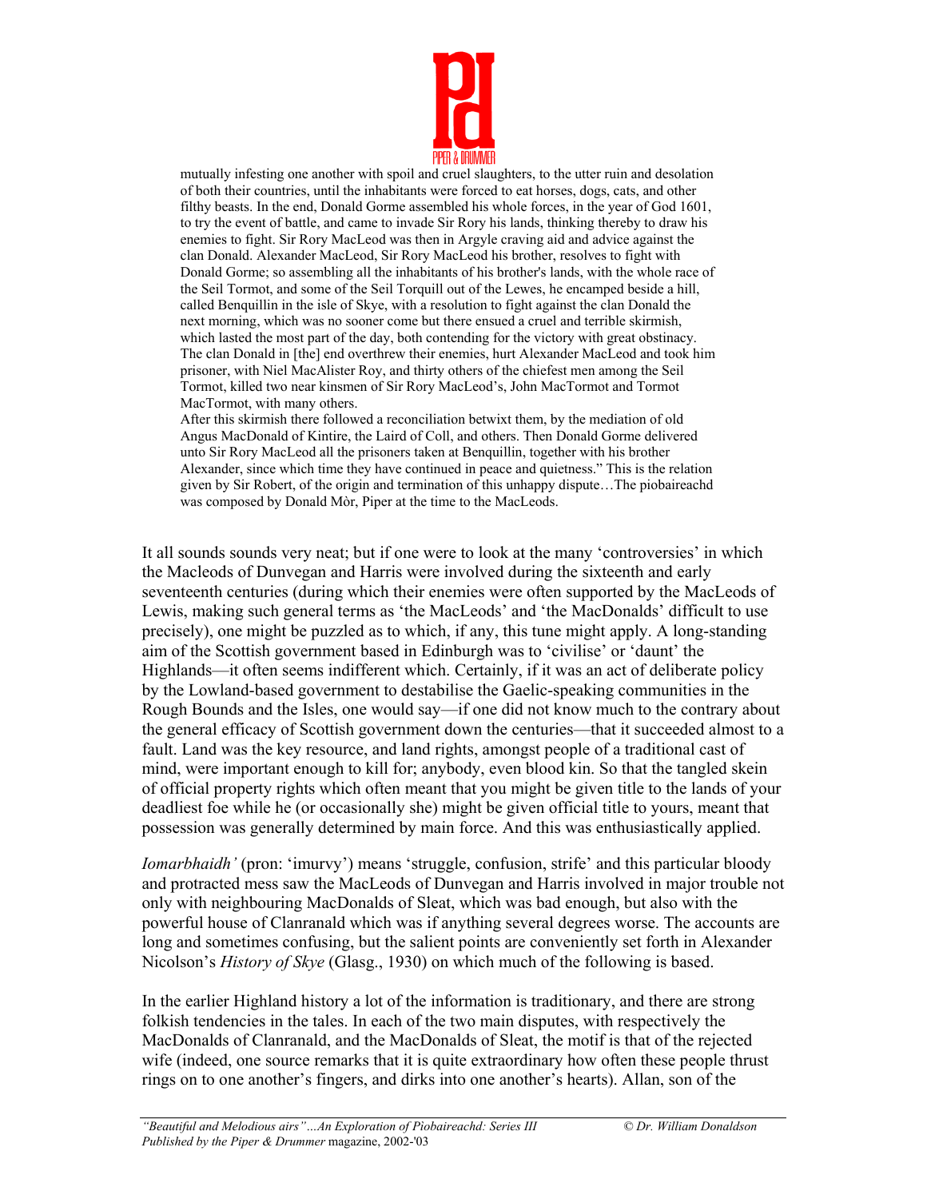> mutually infesting one another with spoil and cruel slaughters, to the utter ruin and desolation of both their countries, until the inhabitants were forced to eat horses, dogs, cats, and other filthy beasts. In the end, Donald Gorme assembled his whole forces, in the year of God 1601, to try the event of battle, and came to invade Sir Rory his lands, thinking thereby to draw his enemies to fight. Sir Rory MacLeod was then in Argyle craving aid and advice against the clan Donald. Alexander MacLeod, Sir Rory MacLeod his brother, resolves to fight with Donald Gorme; so assembling all the inhabitants of his brother's lands, with the whole race of the Seil Tormot, and some of the Seil Torquill out of the Lewes, he encamped beside a hill, called Benquillin in the isle of Skye, with a resolution to fight against the clan Donald the next morning, which was no sooner come but there ensued a cruel and terrible skirmish, which lasted the most part of the day, both contending for the victory with great obstinacy. The clan Donald in [the] end overthrew their enemies, hurt Alexander MacLeod and took him prisoner, with Niel MacAlister Roy, and thirty others of the chiefest men among the Seil Tormot, killed two near kinsmen of Sir Rory MacLeod's, John MacTormot and Tormot MacTormot, with many others.
>
> After this skirmish there followed a reconciliation betwixt them, by the mediation of old Angus MacDonald of Kintire, the Laird of Coll, and others. Then Donald Gorme delivered unto Sir Rory MacLeod all the prisoners taken at Benquillin, together with his brother Alexander, since which time they have continued in peace and quietness." This is the relation given by Sir Robert, of the origin and termination of this unhappy dispute…The piobaireachd was composed by Donald Mòr, Piper at the time to the MacLeods.

It all sounds sounds very neat; but if one were to look at the many 'controversies' in which the Macleods of Dunvegan and Harris were involved during the sixteenth and early seventeenth centuries (during which their enemies were often supported by the MacLeods of Lewis, making such general terms as 'the MacLeods' and 'the MacDonalds' difficult to use precisely), one might be puzzled as to which, if any, this tune might apply. A long-standing aim of the Scottish government based in Edinburgh was to 'civilise' or 'daunt' the Highlands—it often seems indifferent which. Certainly, if it was an act of deliberate policy by the Lowland-based government to destabilise the Gaelic-speaking communities in the Rough Bounds and the Isles, one would say—if one did not know much to the contrary about the general efficacy of Scottish government down the centuries—that it succeeded almost to a fault. Land was the key resource, and land rights, amongst people of a traditional cast of mind, were important enough to kill for; anybody, even blood kin. So that the tangled skein of official property rights which often meant that you might be given title to the lands of your deadliest foe while he (or occasionally she) might be given official title to yours, meant that possession was generally determined by main force. And this was enthusiastically applied.

*Iomarbhaidh'* (pron: 'imurvy') means 'struggle, confusion, strife' and this particular bloody and protracted mess saw the MacLeods of Dunvegan and Harris involved in major trouble not only with neighbouring MacDonalds of Sleat, which was bad enough, but also with the powerful house of Clanranald which was if anything several degrees worse. The accounts are long and sometimes confusing, but the salient points are conveniently set forth in Alexander Nicolson's *History of Skye* (Glasg., 1930) on which much of the following is based.

In the earlier Highland history a lot of the information is traditionary, and there are strong folkish tendencies in the tales. In each of the two main disputes, with respectively the MacDonalds of Clanranald, and the MacDonalds of Sleat, the motif is that of the rejected wife (indeed, one source remarks that it is quite extraordinary how often these people thrust rings on to one another's fingers, and dirks into one another's hearts). Allan, son of the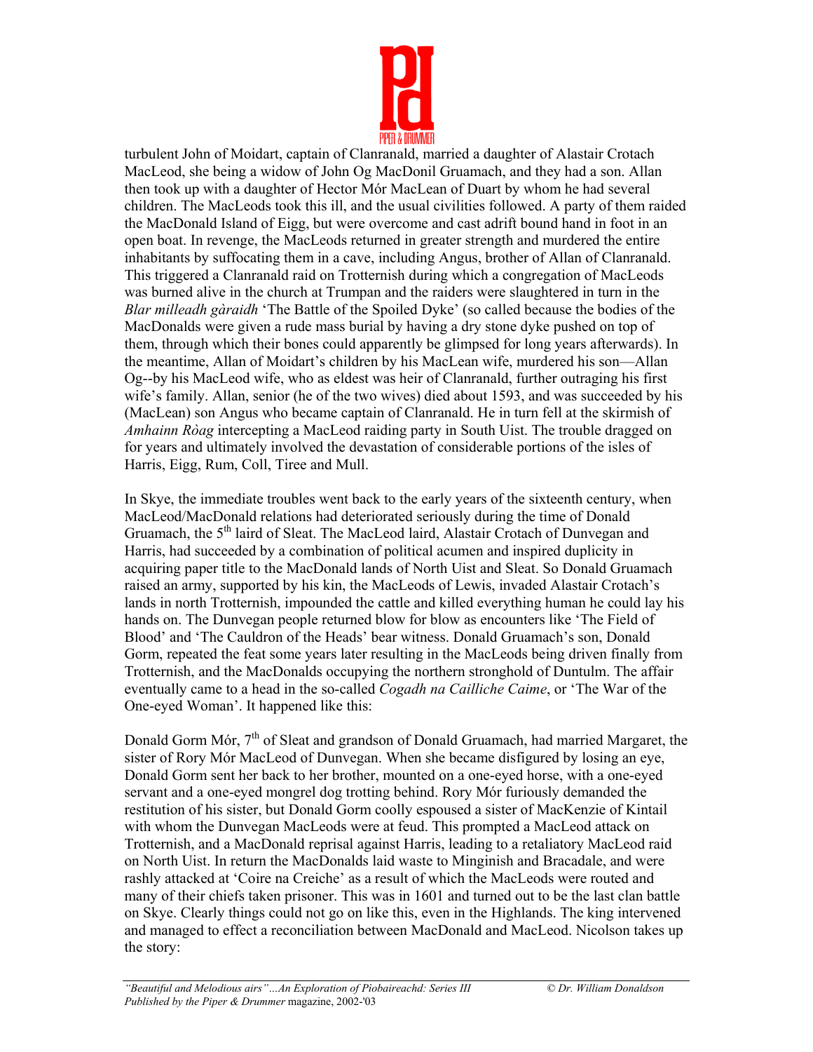turbulent John of Moidart, captain of Clanranald, married a daughter of Alastair Crotach MacLeod, she being a widow of John Og MacDonil Gruamach, and they had a son. Allan then took up with a daughter of Hector Mór MacLean of Duart by whom he had several children. The MacLeods took this ill, and the usual civilities followed. A party of them raided the MacDonald Island of Eigg, but were overcome and cast adrift bound hand in foot in an open boat. In revenge, the MacLeods returned in greater strength and murdered the entire inhabitants by suffocating them in a cave, including Angus, brother of Allan of Clanranald. This triggered a Clanranald raid on Trotternish during which a congregation of MacLeods was burned alive in the church at Trumpan and the raiders were slaughtered in turn in the *Blar milleadh gàraidh* 'The Battle of the Spoiled Dyke' (so called because the bodies of the MacDonalds were given a rude mass burial by having a dry stone dyke pushed on top of them, through which their bones could apparently be glimpsed for long years afterwards). In the meantime, Allan of Moidart's children by his MacLean wife, murdered his son—Allan Og--by his MacLeod wife, who as eldest was heir of Clanranald, further outraging his first wife's family. Allan, senior (he of the two wives) died about 1593, and was succeeded by his (MacLean) son Angus who became captain of Clanranald. He in turn fell at the skirmish of *Amhainn Ròag* intercepting a MacLeod raiding party in South Uist. The trouble dragged on for years and ultimately involved the devastation of considerable portions of the isles of Harris, Eigg, Rum, Coll, Tiree and Mull.

In Skye, the immediate troubles went back to the early years of the sixteenth century, when MacLeod/MacDonald relations had deteriorated seriously during the time of Donald Gruamach, the 5th laird of Sleat. The MacLeod laird, Alastair Crotach of Dunvegan and Harris, had succeeded by a combination of political acumen and inspired duplicity in acquiring paper title to the MacDonald lands of North Uist and Sleat. So Donald Gruamach raised an army, supported by his kin, the MacLeods of Lewis, invaded Alastair Crotach's lands in north Trotternish, impounded the cattle and killed everything human he could lay his hands on. The Dunvegan people returned blow for blow as encounters like 'The Field of Blood' and 'The Cauldron of the Heads' bear witness. Donald Gruamach's son, Donald Gorm, repeated the feat some years later resulting in the MacLeods being driven finally from Trotternish, and the MacDonalds occupying the northern stronghold of Duntulm. The affair eventually came to a head in the so-called *Cogadh na Cailliche Caime*, or 'The War of the One-eyed Woman'. It happened like this:

Donald Gorm Mór, 7th of Sleat and grandson of Donald Gruamach, had married Margaret, the sister of Rory Mór MacLeod of Dunvegan. When she became disfigured by losing an eye, Donald Gorm sent her back to her brother, mounted on a one-eyed horse, with a one-eyed servant and a one-eyed mongrel dog trotting behind. Rory Mór furiously demanded the restitution of his sister, but Donald Gorm coolly espoused a sister of MacKenzie of Kintail with whom the Dunvegan MacLeods were at feud. This prompted a MacLeod attack on Trotternish, and a MacDonald reprisal against Harris, leading to a retaliatory MacLeod raid on North Uist. In return the MacDonalds laid waste to Minginish and Bracadale, and were rashly attacked at 'Coire na Creiche' as a result of which the MacLeods were routed and many of their chiefs taken prisoner. This was in 1601 and turned out to be the last clan battle on Skye. Clearly things could not go on like this, even in the Highlands. The king intervened and managed to effect a reconciliation between MacDonald and MacLeod. Nicolson takes up the story: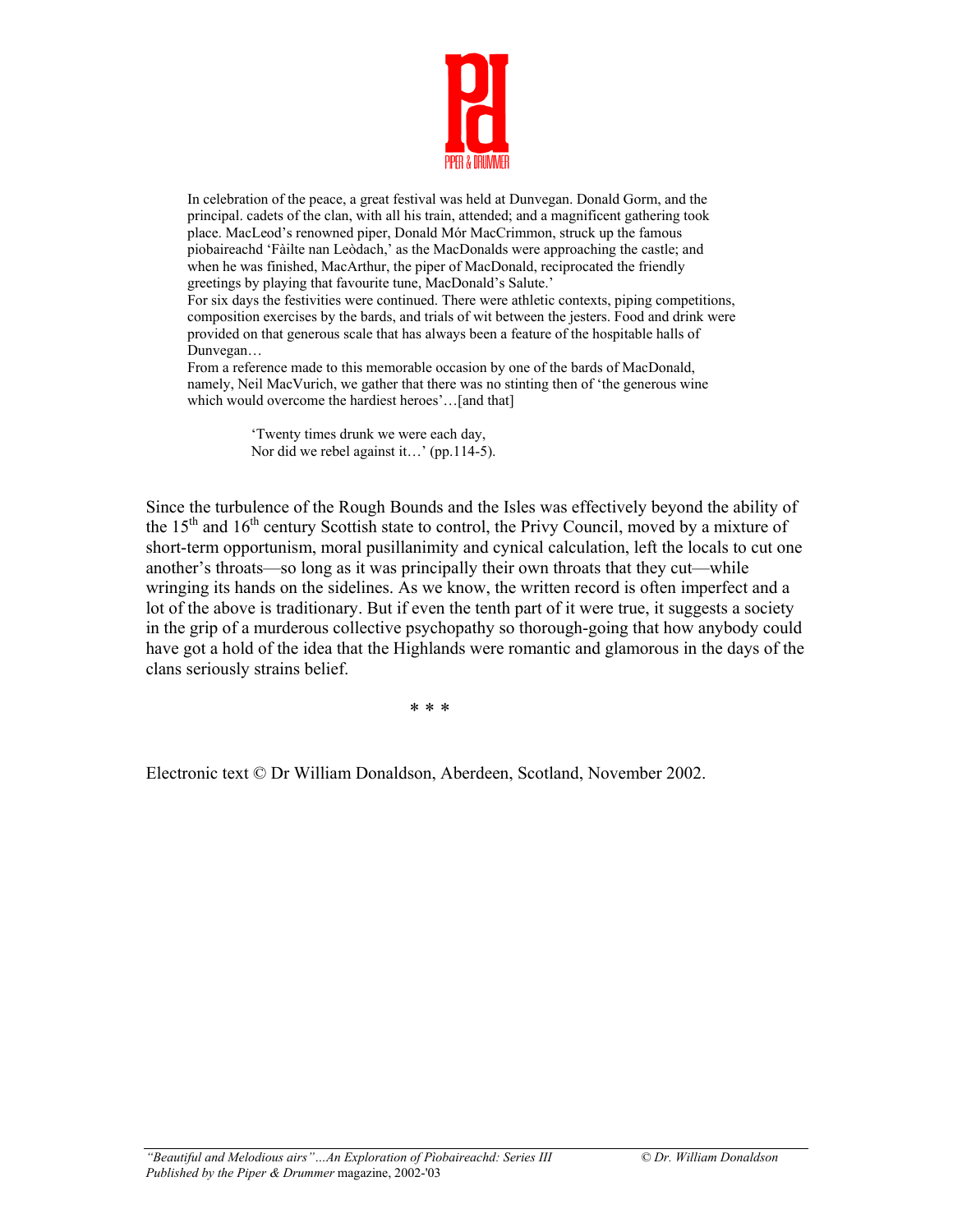> In celebration of the peace, a great festival was held at Dunvegan. Donald Gorm, and the principal. cadets of the clan, with all his train, attended; and a magnificent gathering took place. MacLeod's renowned piper, Donald Mór MacCrimmon, struck up the famous piobaireachd 'Fàilte nan Leòdach,' as the MacDonalds were approaching the castle; and when he was finished, MacArthur, the piper of MacDonald, reciprocated the friendly greetings by playing that favourite tune, MacDonald's Salute.'
> For six days the festivities were continued. There were athletic contexts, piping competitions, composition exercises by the bards, and trials of wit between the jesters. Food and drink were provided on that generous scale that has always been a feature of the hospitable halls of Dunvegan…
> From a reference made to this memorable occasion by one of the bards of MacDonald, namely, Neil MacVurich, we gather that there was no stinting then of 'the generous wine which would overcome the hardiest heroes'…[and that]
>
> > 'Twenty times drunk we were each day,
> > Nor did we rebel against it…' (pp.114-5).

Since the turbulence of the Rough Bounds and the Isles was effectively beyond the ability of the 15th and 16th century Scottish state to control, the Privy Council, moved by a mixture of short-term opportunism, moral pusillanimity and cynical calculation, left the locals to cut one another's throats—so long as it was principally their own throats that they cut—while wringing its hands on the sidelines. As we know, the written record is often imperfect and a lot of the above is traditionary. But if even the tenth part of it were true, it suggests a society in the grip of a murderous collective psychopathy so thorough-going that how anybody could have got a hold of the idea that the Highlands were romantic and glamorous in the days of the clans seriously strains belief.

\* \* \*

Electronic text © Dr William Donaldson, Aberdeen, Scotland, November 2002.